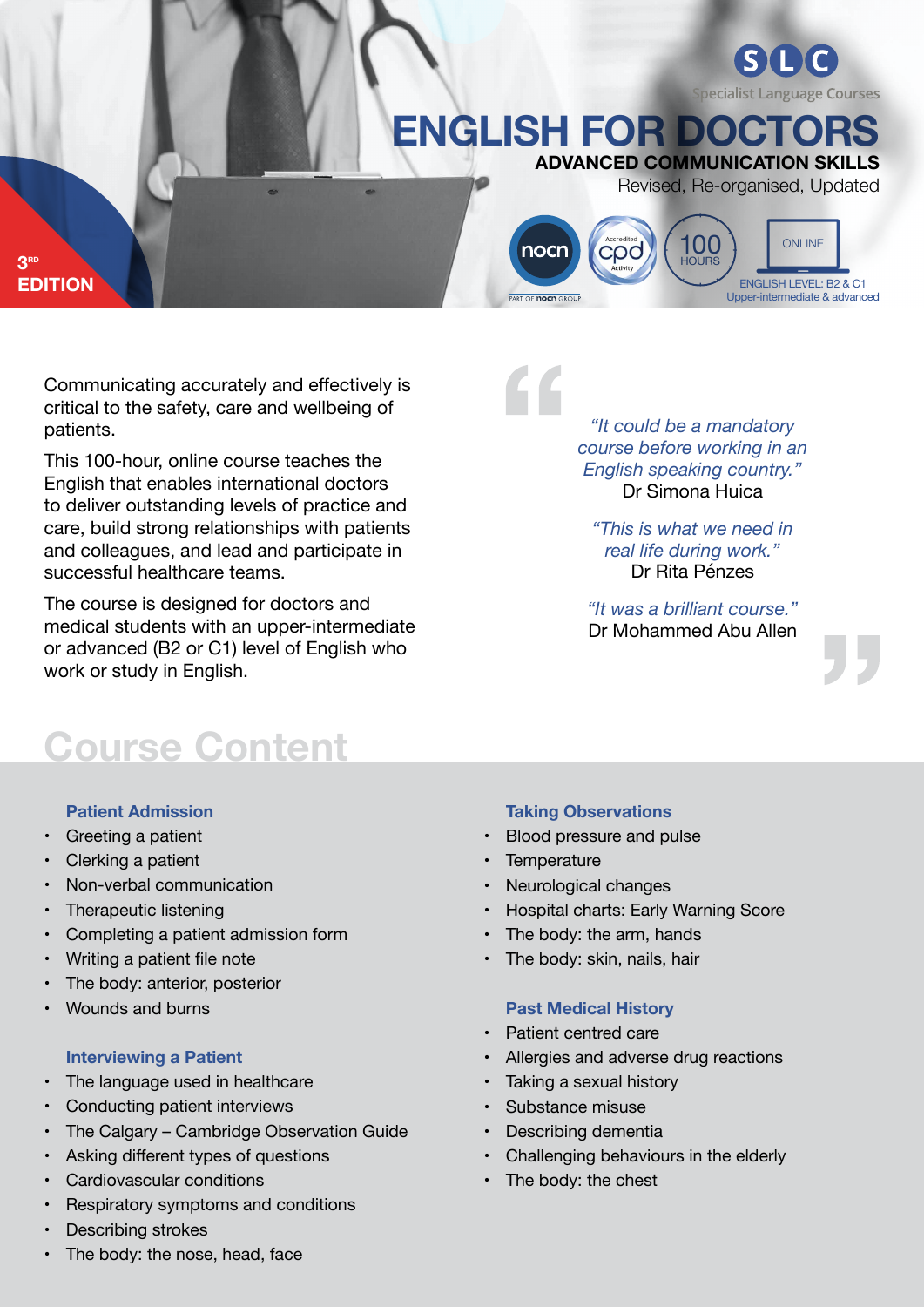SLC

Specialist Language Courses

# ENGLISH FOR DOCTORS

**ADVANCED COMMUNICATION SKILLS**

Revised, Re-organised, Updated

3RD EDITION

nocn — PART OF nocn GROUP

Accredited cpd Activity

100 HOURS

ONLINE

ENGLISH LEVEL: B2 & C1
Upper-intermediate & advanced

Communicating accurately and effectively is critical to the safety, care and wellbeing of patients.

This 100-hour, online course teaches the English that enables international doctors to deliver outstanding levels of practice and care, build strong relationships with patients and colleagues, and lead and participate in successful healthcare teams.

The course is designed for doctors and medical students with an upper-intermediate or advanced (B2 or C1) level of English who work or study in English.

*"It could be a mandatory course before working in an English speaking country."*
Dr Simona Huica

*"This is what we need in real life during work."*
Dr Rita Pénzes

*"It was a brilliant course."*
Dr Mohammed Abu Allen

## Course Content

### Patient Admission

- Greeting a patient
- Clerking a patient
- Non-verbal communication
- Therapeutic listening
- Completing a patient admission form
- Writing a patient file note
- The body: anterior, posterior
- Wounds and burns

### Interviewing a Patient

- The language used in healthcare
- Conducting patient interviews
- The Calgary – Cambridge Observation Guide
- Asking different types of questions
- Cardiovascular conditions
- Respiratory symptoms and conditions
- Describing strokes
- The body: the nose, head, face

### Taking Observations

- Blood pressure and pulse
- Temperature
- Neurological changes
- Hospital charts: Early Warning Score
- The body: the arm, hands
- The body: skin, nails, hair

### Past Medical History

- Patient centred care
- Allergies and adverse drug reactions
- Taking a sexual history
- Substance misuse
- Describing dementia
- Challenging behaviours in the elderly
- The body: the chest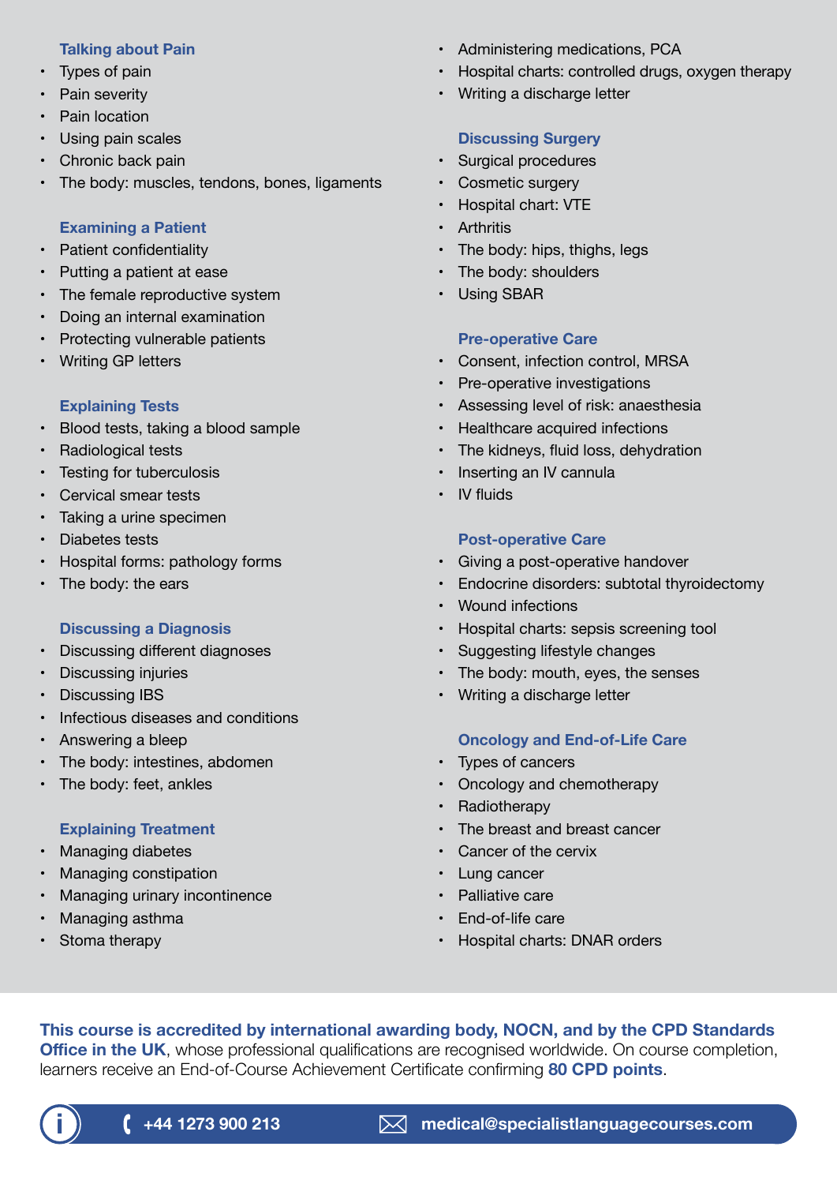### Talking about Pain

- Types of pain
- Pain severity
- Pain location
- Using pain scales
- Chronic back pain
- The body: muscles, tendons, bones, ligaments

### Examining a Patient

- Patient confidentiality
- Putting a patient at ease
- The female reproductive system
- Doing an internal examination
- Protecting vulnerable patients
- Writing GP letters

### Explaining Tests

- Blood tests, taking a blood sample
- Radiological tests
- Testing for tuberculosis
- Cervical smear tests
- Taking a urine specimen
- Diabetes tests
- Hospital forms: pathology forms
- The body: the ears

### Discussing a Diagnosis

- Discussing different diagnoses
- Discussing injuries
- Discussing IBS
- Infectious diseases and conditions
- Answering a bleep
- The body: intestines, abdomen
- The body: feet, ankles

### Explaining Treatment

- Managing diabetes
- Managing constipation
- Managing urinary incontinence
- Managing asthma
- Stoma therapy
- Administering medications, PCA
- Hospital charts: controlled drugs, oxygen therapy
- Writing a discharge letter

### Discussing Surgery

- Surgical procedures
- Cosmetic surgery
- Hospital chart: VTE
- Arthritis
- The body: hips, thighs, legs
- The body: shoulders
- Using SBAR

### Pre-operative Care

- Consent, infection control, MRSA
- Pre-operative investigations
- Assessing level of risk: anaesthesia
- Healthcare acquired infections
- The kidneys, fluid loss, dehydration
- Inserting an IV cannula
- IV fluids

### Post-operative Care

- Giving a post-operative handover
- Endocrine disorders: subtotal thyroidectomy
- Wound infections
- Hospital charts: sepsis screening tool
- Suggesting lifestyle changes
- The body: mouth, eyes, the senses
- Writing a discharge letter

### Oncology and End-of-Life Care

- Types of cancers
- Oncology and chemotherapy
- Radiotherapy
- The breast and breast cancer
- Cancer of the cervix
- Lung cancer
- Palliative care
- End-of-life care
- Hospital charts: DNAR orders

**This course is accredited by international awarding body, NOCN, and by the CPD Standards Office in the UK**, whose professional qualifications are recognised worldwide. On course completion, learners receive an End-of-Course Achievement Certificate confirming **80 CPD points**.

+44 1273 900 213

medical@specialistlanguagecourses.com